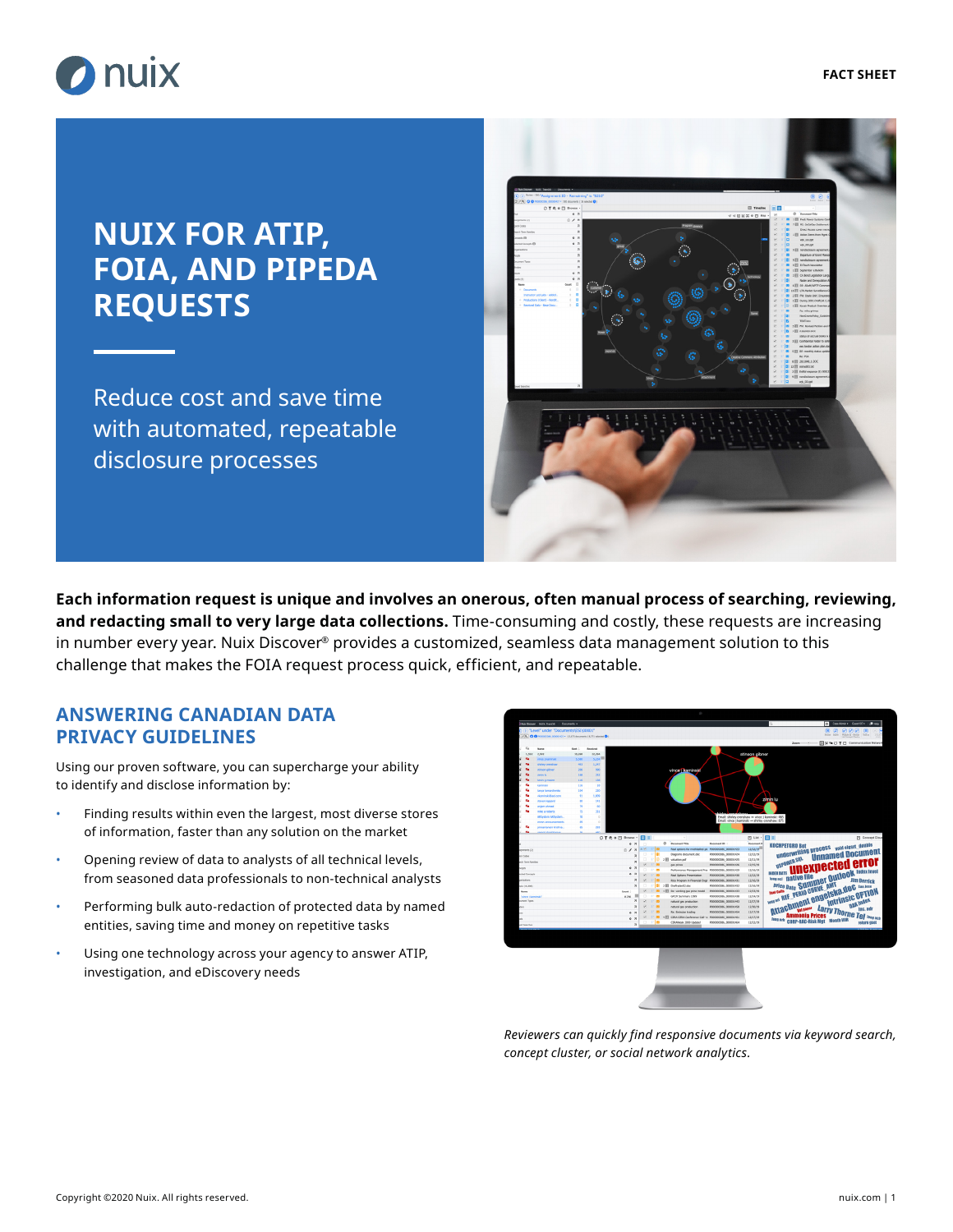FACT SHEET

# NUIX FOR ATIP, FOIA, AND PIPEDA REQUESTS

Reduce cost and save time with automated, repeatable disclosure processes

**Each information request is unique and involves an onerous, often manual process of searching, reviewing, and redacting small to very large data collections.** Time-consuming and costly, these requests are increasing in number every year. Nuix Discover® provides a customized, seamless data management solution to this challenge that makes the FOIA request process quick, efficient, and repeatable.

## ANSWERING CANADIAN DATA PRIVACY GUIDELINES

Using our proven software, you can supercharge your ability to identify and disclose information by:

- Finding results within even the largest, most diverse stores of information, faster than any solution on the market
- Opening review of data to analysts of all technical levels, from seasoned data professionals to non-technical analysts
- Performing bulk auto-redaction of protected data by named entities, saving time and money on repetitive tasks
- Using one technology across your agency to answer ATIP, investigation, and eDiscovery needs

*Reviewers can quickly find responsive documents via keyword search, concept cluster, or social network analytics.*

Copyright ©2020 Nuix. All rights reserved.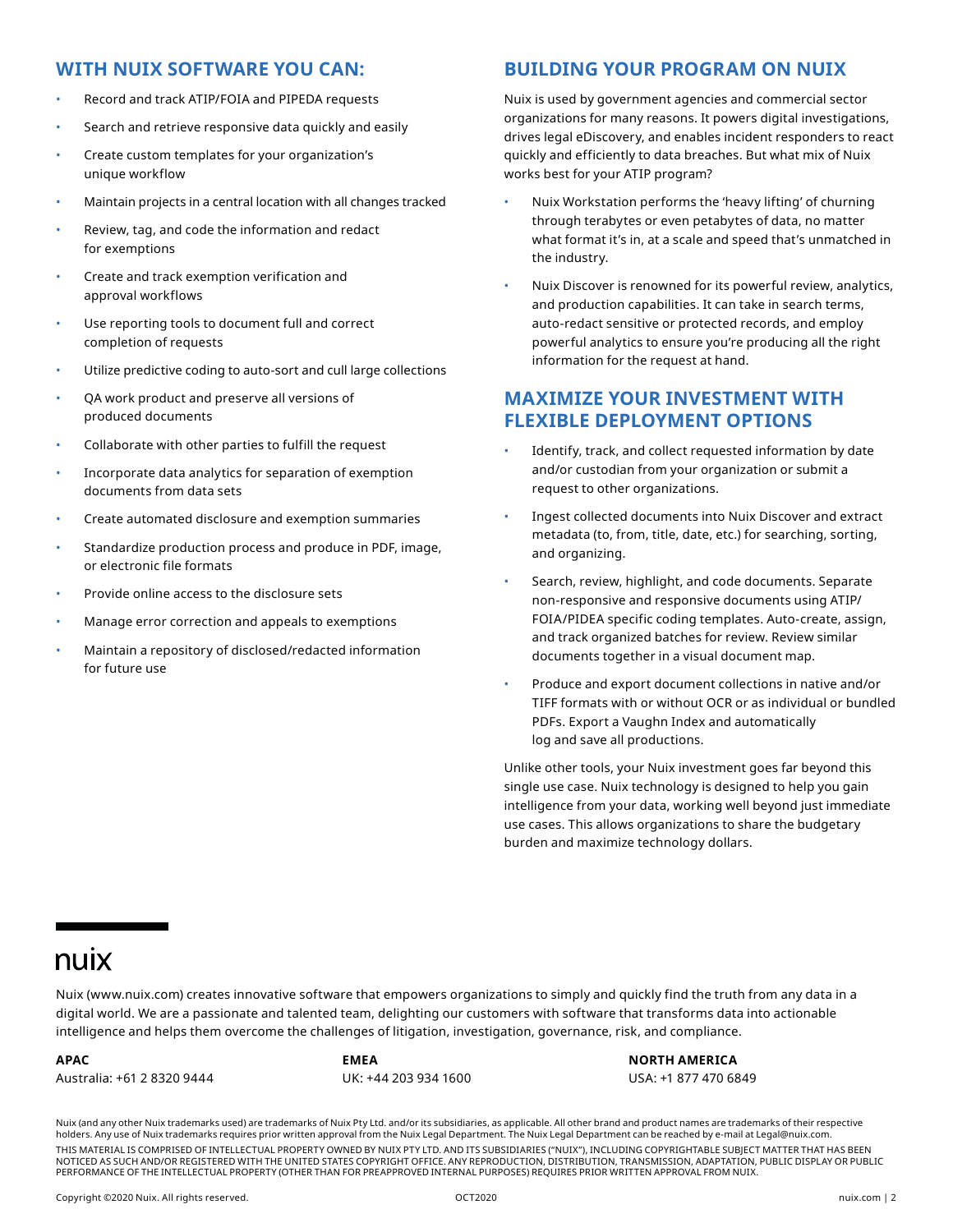## WITH NUIX SOFTWARE YOU CAN:

- Record and track ATIP/FOIA and PIPEDA requests
- Search and retrieve responsive data quickly and easily
- Create custom templates for your organization's unique workflow
- Maintain projects in a central location with all changes tracked
- Review, tag, and code the information and redact for exemptions
- Create and track exemption verification and approval workflows
- Use reporting tools to document full and correct completion of requests
- Utilize predictive coding to auto-sort and cull large collections
- QA work product and preserve all versions of produced documents
- Collaborate with other parties to fulfill the request
- Incorporate data analytics for separation of exemption documents from data sets
- Create automated disclosure and exemption summaries
- Standardize production process and produce in PDF, image, or electronic file formats
- Provide online access to the disclosure sets
- Manage error correction and appeals to exemptions
- Maintain a repository of disclosed/redacted information for future use

## BUILDING YOUR PROGRAM ON NUIX

Nuix is used by government agencies and commercial sector organizations for many reasons. It powers digital investigations, drives legal eDiscovery, and enables incident responders to react quickly and efficiently to data breaches. But what mix of Nuix works best for your ATIP program?

- Nuix Workstation performs the 'heavy lifting' of churning through terabytes or even petabytes of data, no matter what format it's in, at a scale and speed that's unmatched in the industry.
- Nuix Discover is renowned for its powerful review, analytics, and production capabilities. It can take in search terms, auto-redact sensitive or protected records, and employ powerful analytics to ensure you're producing all the right information for the request at hand.

## MAXIMIZE YOUR INVESTMENT WITH FLEXIBLE DEPLOYMENT OPTIONS

- Identify, track, and collect requested information by date and/or custodian from your organization or submit a request to other organizations.
- Ingest collected documents into Nuix Discover and extract metadata (to, from, title, date, etc.) for searching, sorting, and organizing.
- Search, review, highlight, and code documents. Separate non-responsive and responsive documents using ATIP/FOIA/PIDEA specific coding templates. Auto-create, assign, and track organized batches for review. Review similar documents together in a visual document map.
- Produce and export document collections in native and/or TIFF formats with or without OCR or as individual or bundled PDFs. Export a Vaughn Index and automatically log and save all productions.

Unlike other tools, your Nuix investment goes far beyond this single use case. Nuix technology is designed to help you gain intelligence from your data, working well beyond just immediate use cases. This allows organizations to share the budgetary burden and maximize technology dollars.

nuix

Nuix (www.nuix.com) creates innovative software that empowers organizations to simply and quickly find the truth from any data in a digital world. We are a passionate and talented team, delighting our customers with software that transforms data into actionable intelligence and helps them overcome the challenges of litigation, investigation, governance, risk, and compliance.

**APAC**
Australia: +61 2 8320 9444

**EMEA**
UK: +44 203 934 1600

**NORTH AMERICA**
USA: +1 877 470 6849

Nuix (and any other Nuix trademarks used) are trademarks of Nuix Pty Ltd. and/or its subsidiaries, as applicable. All other brand and product names are trademarks of their respective holders. Any use of Nuix trademarks requires prior written approval from the Nuix Legal Department. The Nuix Legal Department can be reached by e-mail at Legal@nuix.com.

THIS MATERIAL IS COMPRISED OF INTELLECTUAL PROPERTY OWNED BY NUIX PTY LTD. AND ITS SUBSIDIARIES ("NUIX"), INCLUDING COPYRIGHTABLE SUBJECT MATTER THAT HAS BEEN NOTICED AS SUCH AND/OR REGISTERED WITH THE UNITED STATES COPYRIGHT OFFICE. ANY REPRODUCTION, DISTRIBUTION, TRANSMISSION, ADAPTATION, PUBLIC DISPLAY OR PUBLIC PERFORMANCE OF THE INTELLECTUAL PROPERTY (OTHER THAN FOR PREAPPROVED INTERNAL PURPOSES) REQUIRES PRIOR WRITTEN APPROVAL FROM NUIX.

Copyright ©2020 Nuix. All rights reserved.

OCT2020